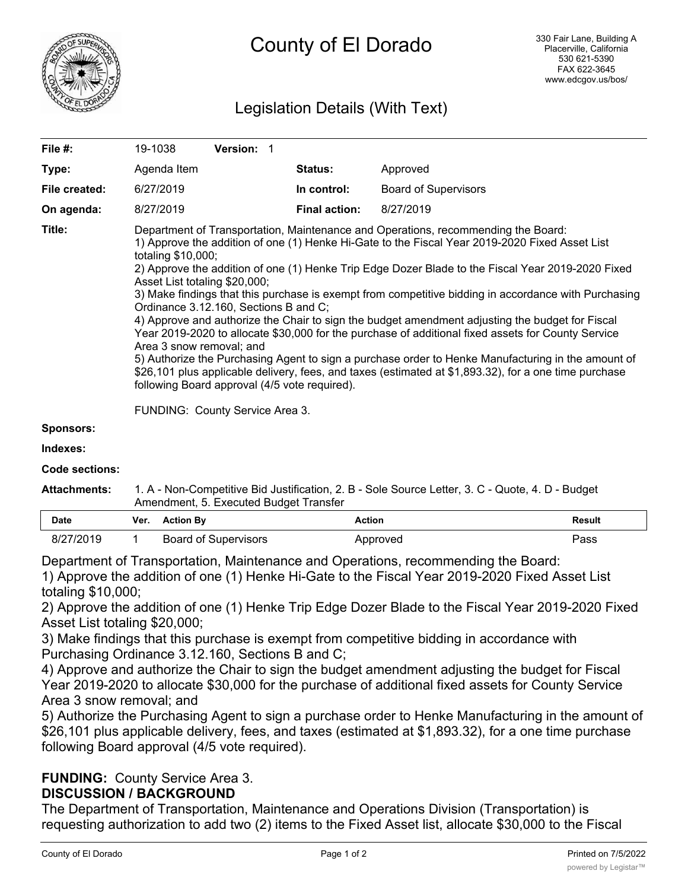# County of El Dorado

330 Fair Lane, Building A
Placerville, California
530 621-5390
FAX 622-3645
www.edcgov.us/bos/

## Legislation Details (With Text)

| | | | | |
|---|---|---|---|---|
| **File #:** | 19-1038 | **Version:** 1 | | |
| **Type:** | Agenda Item | | **Status:** | Approved |
| **File created:** | 6/27/2019 | | **In control:** | Board of Supervisors |
| **On agenda:** | 8/27/2019 | | **Final action:** | 8/27/2019 |

**Title:** Department of Transportation, Maintenance and Operations, recommending the Board:
1) Approve the addition of one (1) Henke Hi-Gate to the Fiscal Year 2019-2020 Fixed Asset List totaling $10,000;
2) Approve the addition of one (1) Henke Trip Edge Dozer Blade to the Fiscal Year 2019-2020 Fixed Asset List totaling $20,000;
3) Make findings that this purchase is exempt from competitive bidding in accordance with Purchasing Ordinance 3.12.160, Sections B and C;
4) Approve and authorize the Chair to sign the budget amendment adjusting the budget for Fiscal Year 2019-2020 to allocate $30,000 for the purchase of additional fixed assets for County Service Area 3 snow removal; and
5) Authorize the Purchasing Agent to sign a purchase order to Henke Manufacturing in the amount of $26,101 plus applicable delivery, fees, and taxes (estimated at $1,893.32), for a one time purchase following Board approval (4/5 vote required).

FUNDING: County Service Area 3.

**Sponsors:**

**Indexes:**

**Code sections:**

**Attachments:** 1. A - Non-Competitive Bid Justification, 2. B - Sole Source Letter, 3. C - Quote, 4. D - Budget Amendment, 5. Executed Budget Transfer

| Date | Ver. | Action By | Action | Result |
|---|---|---|---|---|
| 8/27/2019 | 1 | Board of Supervisors | Approved | Pass |

Department of Transportation, Maintenance and Operations, recommending the Board:
1) Approve the addition of one (1) Henke Hi-Gate to the Fiscal Year 2019-2020 Fixed Asset List totaling $10,000;
2) Approve the addition of one (1) Henke Trip Edge Dozer Blade to the Fiscal Year 2019-2020 Fixed Asset List totaling $20,000;
3) Make findings that this purchase is exempt from competitive bidding in accordance with Purchasing Ordinance 3.12.160, Sections B and C;
4) Approve and authorize the Chair to sign the budget amendment adjusting the budget for Fiscal Year 2019-2020 to allocate $30,000 for the purchase of additional fixed assets for County Service Area 3 snow removal; and
5) Authorize the Purchasing Agent to sign a purchase order to Henke Manufacturing in the amount of $26,101 plus applicable delivery, fees, and taxes (estimated at $1,893.32), for a one time purchase following Board approval (4/5 vote required).

**FUNDING:** County Service Area 3.

**DISCUSSION / BACKGROUND**

The Department of Transportation, Maintenance and Operations Division (Transportation) is requesting authorization to add two (2) items to the Fixed Asset list, allocate $30,000 to the Fiscal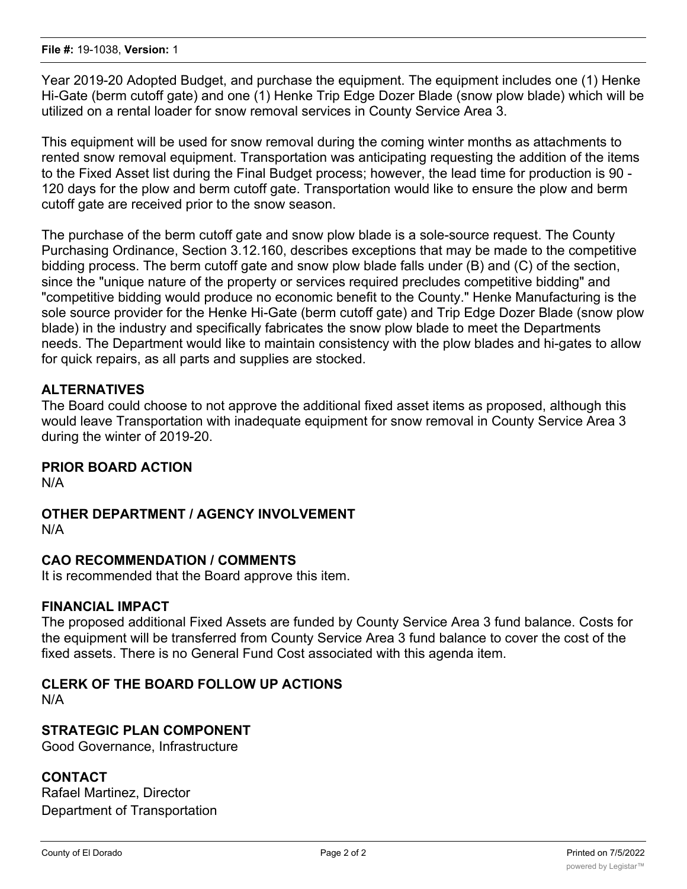Year 2019-20 Adopted Budget, and purchase the equipment. The equipment includes one (1) Henke Hi-Gate (berm cutoff gate) and one (1) Henke Trip Edge Dozer Blade (snow plow blade) which will be utilized on a rental loader for snow removal services in County Service Area 3.

This equipment will be used for snow removal during the coming winter months as attachments to rented snow removal equipment. Transportation was anticipating requesting the addition of the items to the Fixed Asset list during the Final Budget process; however, the lead time for production is 90 - 120 days for the plow and berm cutoff gate. Transportation would like to ensure the plow and berm cutoff gate are received prior to the snow season.

The purchase of the berm cutoff gate and snow plow blade is a sole-source request. The County Purchasing Ordinance, Section 3.12.160, describes exceptions that may be made to the competitive bidding process. The berm cutoff gate and snow plow blade falls under (B) and (C) of the section, since the "unique nature of the property or services required precludes competitive bidding" and "competitive bidding would produce no economic benefit to the County." Henke Manufacturing is the sole source provider for the Henke Hi-Gate (berm cutoff gate) and Trip Edge Dozer Blade (snow plow blade) in the industry and specifically fabricates the snow plow blade to meet the Departments needs. The Department would like to maintain consistency with the plow blades and hi-gates to allow for quick repairs, as all parts and supplies are stocked.

## ALTERNATIVES

The Board could choose to not approve the additional fixed asset items as proposed, although this would leave Transportation with inadequate equipment for snow removal in County Service Area 3 during the winter of 2019-20.

## PRIOR BOARD ACTION

N/A

## OTHER DEPARTMENT / AGENCY INVOLVEMENT

N/A

## CAO RECOMMENDATION / COMMENTS

It is recommended that the Board approve this item.

## FINANCIAL IMPACT

The proposed additional Fixed Assets are funded by County Service Area 3 fund balance. Costs for the equipment will be transferred from County Service Area 3 fund balance to cover the cost of the fixed assets. There is no General Fund Cost associated with this agenda item.

## CLERK OF THE BOARD FOLLOW UP ACTIONS

N/A

## STRATEGIC PLAN COMPONENT

Good Governance, Infrastructure

## CONTACT

Rafael Martinez, Director
Department of Transportation